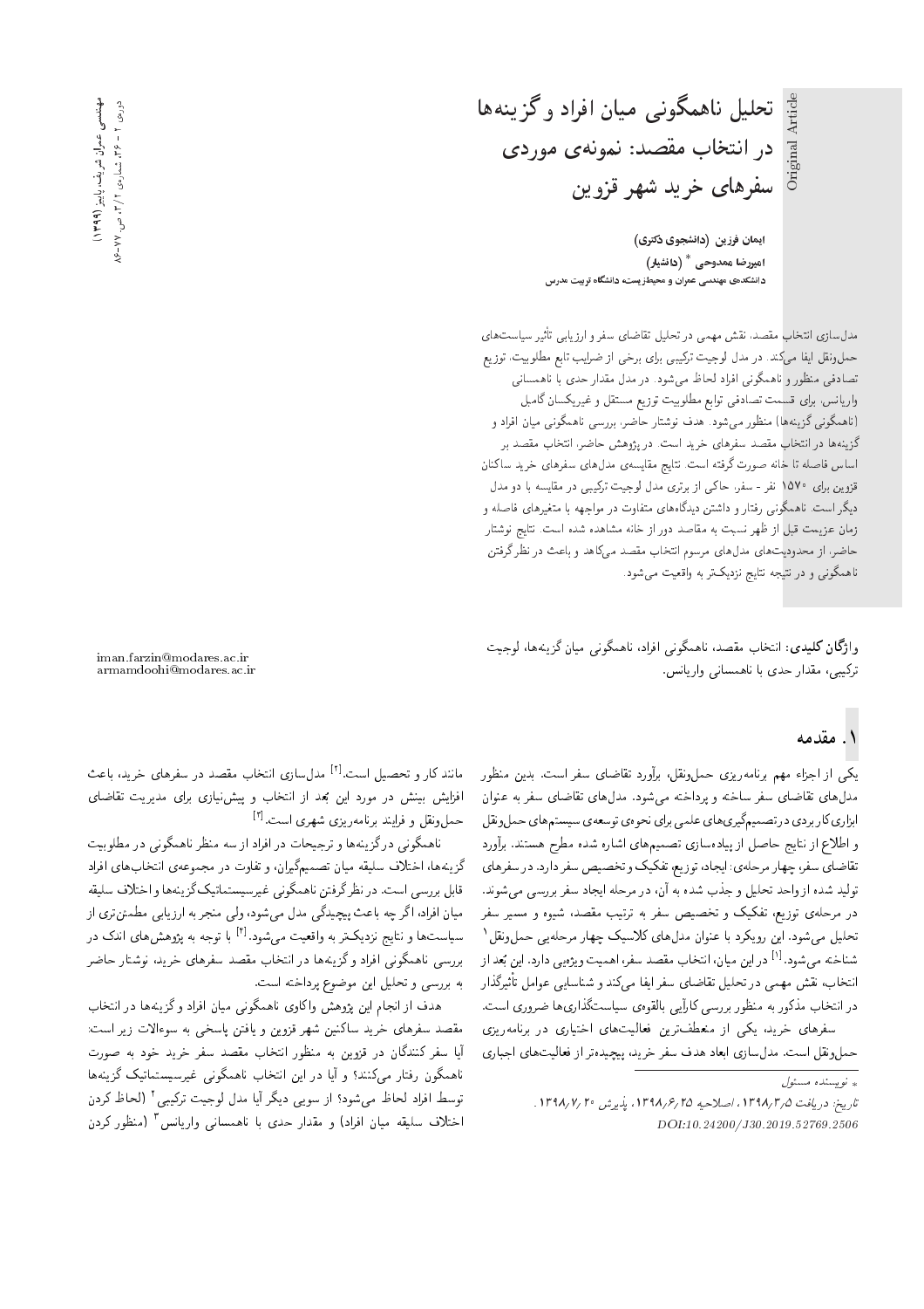# تحلیل ناهمگونی میان افراد و گزینه‌ها در انتخاب مقصد: نمونه‌ی موردی سفرهای خرید شهر قزوین

**ایمان فرزین (دانشجوی دکتری)**

**امیررضا ممدوحی * (دانشیار)**

**دانشکده‌ی مهندسی عمران و محیط‌زیست دانشگاه تربیت مدرس**

مدل‌سازی انتخاب مقصد، نقش مهمی در تحلیل تقاضای سفر و ارزیابی تأثیر سیاست‌های حمل‌ونقل ایفا می‌کند. در مدل لوجیت ترکیبی برای برخی از ضرایب تابع مطلوبیت، توزیع تصادفی منظور و ناهمگونی افراد لحاظ می‌شود. در مدل مقدار حدی با ناهمسانی واریانس، برای قسمت تصادفی توابع مطلوبیت توزیع مستقل و غیریکسان گامبل (ناهمگونی گزینه‌ها) منظور می‌شود. هدف نوشتار حاضر، بررسی ناهمگونی میان افراد و گزینه‌ها در انتخاب مقصد سفرهای خرید است. در پژوهش حاضر، انتخاب مقصد بر اساس فاصله تا خانه صورت گرفته است. نتایج مقایسه‌ی مدل‌های سفرهای خرید ساکنان قزوین برای ۱۵۷۰ نفر - سفر، حاکی از برتری مدل لوجیت ترکیبی در مقایسه با دو مدل دیگر است. ناهمگونی رفتار و داشتن دیدگاه‌های متفاوت در مواجهه با متغیرهای فاصله و زمان عزیمت قبل از ظهر نسبت به مقاصد دور از خانه مشاهده شده است. نتایج نوشتار حاضر، از محدودیت‌های مدل‌های مرسوم انتخاب مقصد می‌کاهد و باعث در نظرگرفتن ناهمگونی و در نتیجه نتایج نزدیک‌تر به واقعیت می‌شود.

**واژگان کلیدی:** انتخاب مقصد، ناهمگونی افراد، ناهمگونی میان گزینه‌ها، لوجیت ترکیبی، مقدار حدی با ناهمسانی واریانس.

iman.farzin@modares.ac.ir
armamdoohi@modares.ac.ir

## ۱. مقدمه

یکی از اجزاء مهم برنامه‌ریزی حمل‌ونقل، برآورد تقاضای سفر است. بدین منظور مدل‌های تقاضای سفر ساخته و پرداخته می‌شود. مدل‌های تقاضای سفر به عنوان ابزاری کاربردی در تصمیم‌گیری‌های علمی برای نحوه‌ی توسعه‌ی سیستم‌های حمل‌ونقل و اطلاع از نتایج حاصل از پیاده‌سازی تصمیم‌های اشاره شده مطرح هستند. برآورد تقاضای سفر، چهار مرحله‌ی: ایجاد، توزیع، تفکیک و تخصیص سفر دارد. در سفرهای تولید شده از واحد تحلیل و جذب شده به آن، در مرحله ایجاد سفر بررسی می‌شوند. در مرحله‌ی توزیع، تفکیک و تخصیص سفر به ترتیب مقصد، شیوه و مسیر سفر تحلیل می‌شود. این رویکرد با عنوان مدل‌های کلاسیک چهار مرحله‌یی حمل‌ونقل[1] شناخته می‌شود.[1] در این میان، انتخاب مقصد سفر، اهمیت ویژه‌یی دارد. این بعد از انتخاب، نقش مهمی در تحلیل تقاضای سفر ایفا می‌کند و شناسایی عوامل تأثیرگذار در انتخاب مذکور به منظور بررسی کارآیی بالقوه‌ی سیاست‌گذاری‌ها ضروری است.

سفرهای خرید، یکی از منعطف‌ترین فعالیت‌های اختیاری در برنامه‌ریزی حمل‌ونقل است. مدل‌سازی ابعاد هدف سفر خرید، پیچیده‌تر از فعالیت‌های اجباری مانند کار و تحصیل است.[2] مدل‌سازی انتخاب مقصد در سفرهای خرید، باعث افزایش بینش در مورد این بعد از انتخاب و پیش‌نیازی برای مدیریت تقاضای حمل‌ونقل و فرایند برنامه‌ریزی شهری است.[3]

ناهمگونی درگزینه‌ها و ترجیحات در افراد از سه منظر ناهمگونی در مطلوبیت گزینه‌ها، اختلاف سلیقه میان تصمیم‌گیران، و تفاوت در مجموعه‌ی انتخاب‌های افراد قابل بررسی است. در نظرگرفتن ناهمگونی غیرسیستماتیک گزینه‌ها و اختلاف سلیقه میان افراد، اگر چه باعث پیچیدگی مدل می‌شود، ولی منجر به ارزیابی مطمئن‌تری از سیاست‌ها و نتایج نزدیک‌تر به واقعیت می‌شود.[4] با توجه به پژوهش‌های اندک در بررسی ناهمگونی افراد و گزینه‌ها در انتخاب مقصد سفرهای خرید، نوشتار حاضر به بررسی و تحلیل این موضوع پرداخته است.

هدف از انجام این پژوهش واکاوی ناهمگونی میان افراد و گزینه‌ها در انتخاب مقصد سفرهای خرید ساکنین شهر قزوین و یافتن پاسخی به سوءالات زیر است: آیا سفر کنندگان در قزوین به منظور انتخاب مقصد سفر خرید خود به صورت ناهمگون رفتار می‌کنند؟ و آیا در این انتخاب ناهمگونی غیرسیستماتیک گزینه‌ها توسط افراد لحاظ می‌شود؟ از سویی دیگر آیا مدل لوجیت ترکیبی[2] (لحاظ کردن اختلاف سلیقه میان افراد) و مقدار حدی با ناهمسانی واریانس[3] (منظور کردن

\* نویسنده مسئول

تاریخ: دریافت ۱۳۹۸/۳/۵، اصلاحیه ۱۳۹۸/۶/۲۵، پذیرش ۱۳۹۸/۷/۲۰.

DOI:10.24200/J30.2019.52769.2506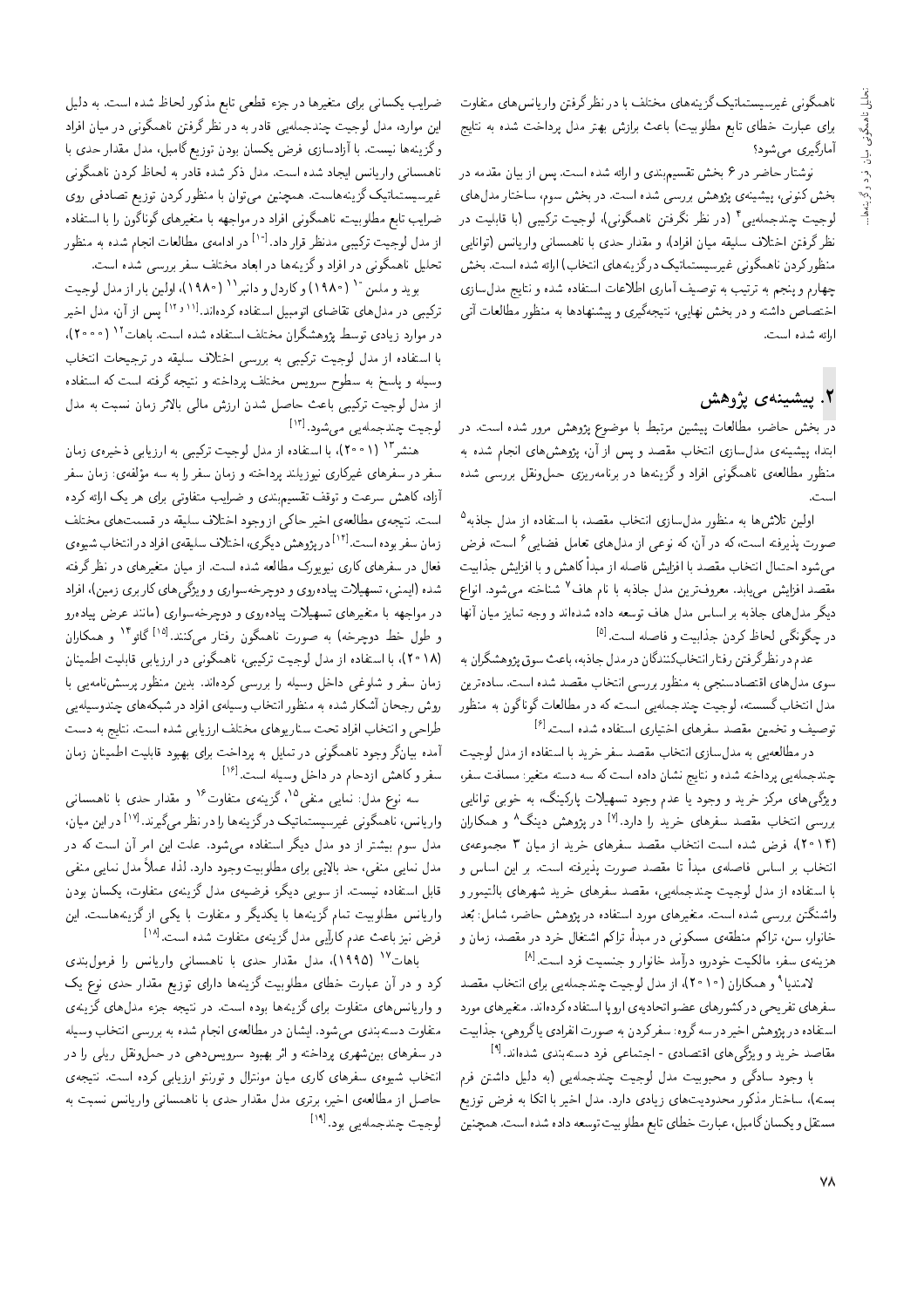ناهمگونی غیرسیستماتیک گزینه‌های مختلف با در نظرگرفتن واریانس‌های متفاوت برای عبارت خطای تابع مطلوبیت) باعث برازش بهتر مدل پرداخت شده به نتایج آماری می‌شود؟

نوشتار حاضر در ۶ بخش تقسیم‌بندی و ارائه شده است. پس از بیان مقدمه در بخش کنونی، پیشینه‌ی پژوهش بررسی شده است. در بخش سوم، ساختار مدل‌های لوجیت چندجمله‌یی[۴] (در نظر نگرفتن ناهمگونی)، لوجیت ترکیبی (با قابلیت در نظر گرفتن اختلاف سلیقه میان افراد)، و مقدار حدی با ناهمسانی واریانس (توانایی منظورکردن ناهمگونی غیرسیستماتیک در گزینه‌های انتخاب) ارائه شده است. بخش چهارم و پنجم به ترتیب به توصیف آماری اطلاعات استفاده شده و نتایج مدل‌سازی اختصاص داشته و در بخش نهایی، نتیجه‌گیری و پیشنهادها به منظور مطالعات آتی ارائه شده است.

## ۲. پیشینه‌ی پژوهش

در بخش حاضر، مطالعات پیشین مرتبط با موضوع پژوهش مرور شده است. در ابتدا، پیشینه‌ی مدل‌سازی انتخاب مقصد و پس از آن، پژوهش‌های انجام شده به منظور مطالعه‌ی ناهمگونی افراد و گزینه‌ها در برنامه‌ریزی حمل‌ونقل بررسی شده است.

اولین تلاش‌ها به منظور مدل‌سازی انتخاب مقصد، با استفاده از مدل جاذبه[۵] صورت پذیرفته است، که در آن، که نوعی از مدل‌های تعامل فضایی[۶] است، فرض می‌شود احتمال انتخاب مقصد با افزایش فاصله از مبدأ کاهش و با افزایش جذابیت مقصد افزایش می‌یابد. معروف‌ترین مدل جاذبه با نام هاف[۷] شناخته می‌شود. انواع دیگر مدل‌های جاذبه بر اساس مدل هاف توسعه داده شده‌اند و وجه تمایز میان آنها در چگونگی لحاظ کردن جذابیت و فاصله است.[۵]

عدم در نظرگرفتن رفتار انتخاب‌کنندگان در مدل جاذبه، باعث سوق پژوهشگران به سوی مدل‌های اقتصادسنجی به منظور بررسی انتخاب مقصد شده است. ساده‌ترین مدل انتخاب گسسته، لوجیت چندجمله‌یی است که در مطالعات گوناگون به منظور توصیف و تخمین مقصد سفرهای اختیاری استفاده شده است.[۶]

در مطالعه‌یی به مدل‌سازی انتخاب مقصد سفر خرید با استفاده از مدل لوجیت چندجمله‌یی پرداخته شده و نتایج نشان داده است که سه دسته متغیر: مسافت سفر، ویژگی‌های مرکز خرید و وجود یا عدم وجود تسهیلات پارکینگ، به خوبی توانایی بررسی انتخاب مقصد سفرهای خرید را دارد.[۷] در پژوهش دینگ[۸] و همکاران (۲۰۱۴)، فرض شده است انتخاب مقصد سفرهای خرید از میان ۳ مجموعه‌ی انتخاب بر اساس فاصله‌ی مبدأ تا مقصد صورت پذیرفته است. بر این اساس و با استفاده از مدل لوجیت چندجمله‌یی، مقصد سفرهای خرید شهرهای بالتیمور و واشنگتن بررسی شده است. متغیرهای مورد استفاده در پژوهش حاضر، شامل: بُعد خانوار، سن، تراکم منطقه‌ی مسکونی در مبدأ، تراکم اشتغال خرد در مقصد، زمان و هزینه‌ی سفر، مالکیت خودرو، درآمد خانوار و جنسیت فرد است.[۸]

لامندیا[۹] و همکاران (۲۰۱۰)، از مدل لوجیت چندجمله‌یی برای انتخاب مقصد سفرهای تفریحی در کشورهای عضو اتحادیه‌ی اروپا استفاده کرده‌اند. متغیرهای مورد استفاده در پژوهش اخیر در سه گروه: سفرکردن به صورت انفرادی یا گروهی، جذابیت مقاصد خرید و ویژگی‌های اقتصادی - اجتماعی فرد دسته‌بندی شده‌اند.[۹]

با وجود سادگی و محبوبیت مدل لوجیت چندجمله‌یی (به دلیل داشتن فرم بسته)، ساختار مذکور محدودیت‌های زیادی دارد. مدل اخیر با اتکا به فرض توزیع مستقل و یکسان گامبل، عبارت خطای تابع مطلوبیت توسعه داده شده است. همچنین ضرایب یکسانی برای متغیرها در جزء قطعی تابع مذکور لحاظ شده است. به دلیل این موارد، مدل لوجیت چندجمله‌یی قادر به در نظر گرفتن ناهمگونی در میان افراد و گزینه‌ها نیست. با آزادسازی فرض یکسان بودن توزیع گامبل، مدل مقدار حدی با ناهمسانی واریانس ایجاد شده است. مدل ذکر شده قادر به لحاظ کردن ناهمگونی غیرسیستماتیک گزینه‌هاست. همچنین می‌توان با منظورکردن توزیع تصادفی روی ضرایب تابع مطلوبیت، ناهمگونی افراد در مواجهه با متغیرهای گوناگون را با استفاده از مدل لوجیت ترکیبی مدنظر قرار داد.[۱۰] در ادامه‌ی مطالعات انجام شده به منظور تحلیل ناهمگونی در افراد و گزینه‌ها در ابعاد مختلف سفر بررسی شده است.

بوید و ملمن[۱۰] (۱۹۸۰) و کاردل و دانبر[۱۱] (۱۹۸۰)، اولین بار از مدل لوجیت ترکیبی در مدل‌های تقاضای اتومبیل استفاده کرده‌اند.[۱۱ و ۱۲] پس از آن، مدل اخیر در موارد زیادی توسط پژوهشگران مختلف استفاده شده است. باهات[۱۲] (۲۰۰۰)، با استفاده از مدل لوجیت ترکیبی به بررسی اختلاف سلیقه در ترجیحات انتخاب وسیله و پاسخ به سطوح سرویس مختلف پرداخته و نتیجه گرفته است که استفاده از مدل لوجیت ترکیبی باعث حاصل شدن ارزش مالی بالاتر زمان نسبت به مدل لوجیت چندجمله‌یی می‌شود.[۱۳]

هنشر[۱۳] (۲۰۰۱)، با استفاده از مدل لوجیت ترکیبی به ارزیابی ذخیره‌ی زمان سفر در سفرهای غیرکاری نیوزیلند پرداخته و زمان سفر را به سه مؤلفه‌ی: زمان سفر آزاد، کاهش سرعت و توقف تقسیم‌بندی و ضرایب متفاوتی برای هر یک ارائه کرده است. نتیجه‌ی مطالعه‌ی اخیر حاکی از وجود اختلاف سلیقه در قسمت‌های مختلف زمان سفر بوده است.[۱۴] در پژوهش دیگری، اختلاف سلیقه‌ی افراد در انتخاب شیوه‌ی فعال در سفرهای کاری نیویورک مطالعه شده است. از میان متغیرهای در نظر گرفته شده (ایمنی، تسهیلات پیاده‌روی و دوچرخه‌سواری و ویژگی‌های کاربری زمین)، افراد در مواجهه با متغیرهای تسهیلات پیاده‌روی و دوچرخه‌سواری (مانند عرض پیاده‌رو و طول خط دوچرخه) به صورت ناهمگون رفتار می‌کنند.[۱۵] گائو[۱۴] و همکاران (۲۰۱۸)، با استفاده از مدل لوجیت ترکیبی، ناهمگونی در ارزیابی قابلیت اطمینان زمان سفر و شلوغی داخل وسیله را بررسی کرده‌اند. بدین منظور پرسش‌نامه‌یی با روش رجحان آشکار شده به منظور انتخاب وسیله‌ی افراد در شبکه‌های چندوسیله‌یی طراحی و انتخاب افراد تحت سناریوهای مختلف ارزیابی شده است. نتایج به دست آمده بیانگر وجود ناهمگونی در تمایل به پرداخت برای بهبود قابلیت اطمینان زمان سفر و کاهش ازدحام در داخل وسیله است.[۱۶]

سه نوع مدل: نمایی منفی[۱۵]، گزینه‌ی متفاوت[۱۶] و مقدار حدی با ناهمسانی واریانس، ناهمگونی غیرسیستماتیک در گزینه‌ها را در نظر می‌گیرند.[۱۷] در این میان، مدل سوم بیشتر از دو مدل دیگر استفاده می‌شود. علت این امر آن است که در مدل نمایی منفی، حد بالایی برای مطلوبیت وجود دارد. لذا، عملاً مدل نمایی منفی قابل استفاده نیست. از سویی دیگر، فرضیه‌ی مدل گزینه‌ی متفاوت، یکسان بودن واریانس مطلوبیت تمام گزینه‌ها با یکدیگر و متفاوت با یکی از گزینه‌هاست. این فرض نیز باعث عدم کارآیی مدل گزینه‌ی متفاوت شده است.[۱۸]

باهات[۱۷] (۱۹۹۵)، مدل مقدار حدی با ناهمسانی واریانس را فرمول‌بندی کرد و در آن عبارت خطای مطلوبیت گزینه‌ها دارای توزیع مقدار حدی نوع یک و واریانس‌های متفاوت برای گزینه‌ها بوده است. در نتیجه جزء مدل‌های گزینه‌ی متفاوت دسته‌بندی می‌شود. ایشان در مطالعه‌ی انجام شده به بررسی انتخاب وسیله در سفرهای بین‌شهری پرداخته و اثر بهبود سرویس‌دهی در حمل‌ونقل ریلی را در انتخاب شیوه‌ی سفرهای کاری میان مونترال و تورنتو ارزیابی کرده است. نتیجه‌ی حاصل از مطالعه‌ی اخیر، برتری مدل مقدار حدی با ناهمسانی واریانس نسبت به لوجیت چندجمله‌یی بود.[۱۹]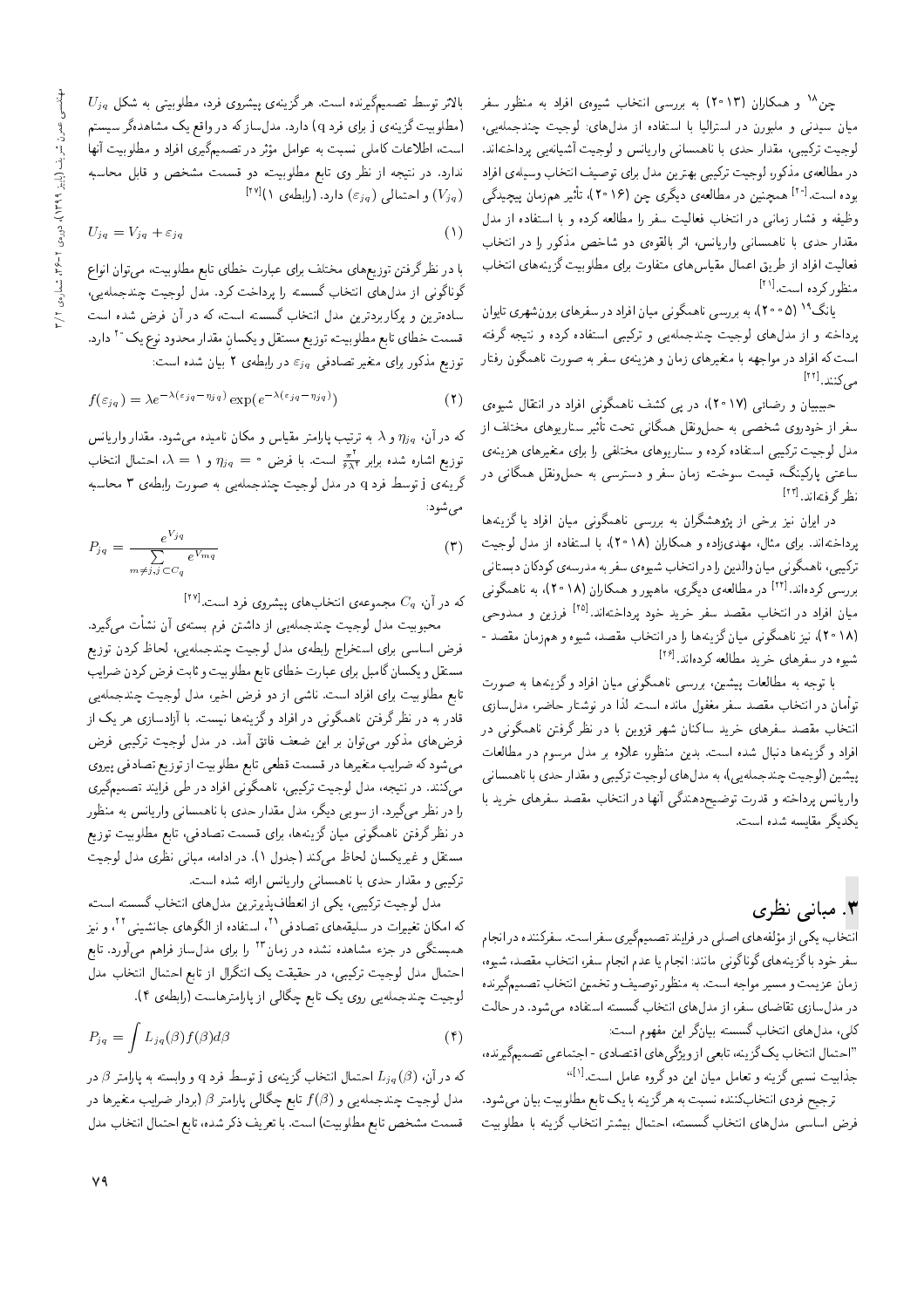چن[18] و همکاران (۲۰۱۳) به بررسی انتخاب شیوه‌ی افراد به منظور سفر میان سیدنی و ملبورن در استرالیا با استفاده از مدل‌های: لوجیت چندجمله‌یی، لوجیت ترکیبی، مقدار حدی با ناهمسانی واریانس و لوجیت آشیانه‌یی پرداخته‌اند. در مطالعه‌ی مذکور، لوجیت ترکیبی بهترین مدل برای توصیف انتخاب وسیله‌ی افراد بوده است.[20] همچنین در مطالعه‌ی دیگری چن (۲۰۱۶)، تأثیر هم‌زمان پیچیدگی وظیفه و فشار زمانی در انتخاب فعالیت سفر را مطالعه کرده و با استفاده از مدل مقدار حدی با ناهمسانی واریانس، اثر بالقوه‌ی دو شاخص مذکور را در انتخاب فعالیت افراد از طریق اعمال مقیاس‌های متفاوت برای مطلوبیت گزینه‌های انتخاب منظور کرده است.[21]

یانگ[19] (۲۰۰۵) به بررسی ناهمگونی میان افراد در سفرهای برون‌شهری تایوان پرداخته و از مدل‌های لوجیت چندجمله‌یی و ترکیبی استفاده کرده و نتیجه گرفته است که افراد در مواجهه با متغیرهای زمان و هزینه‌ی سفر به صورت ناهمگون رفتار می‌کنند.[22]

حبیبیان و رضائی (۲۰۱۷)، در پی کشف ناهمگونی افراد در انتقال شیوه‌ی سفر از خودروی شخصی به حمل‌ونقل همگانی تحت تأثیر سناریوهای مختلف از مدل لوجیت ترکیبی استفاده کرده و سناریوهای مختلفی را برای متغیرهای هزینه‌ی ساعتی پارکینگ، قیمت سوخت، زمان سفر و دسترسی به حمل‌ونقل همگانی در نظر گرفته‌اند.[23]

در ایران نیز برخی از پژوهشگران به بررسی ناهمگونی میان افراد یا گزینه‌ها پرداخته‌اند. برای مثال، مهدی‌زاده و همکاران (۲۰۱۸)، با استفاده از مدل لوجیت ترکیبی، ناهمگونی میان والدین را در انتخاب شیوه‌ی سفر به مدرسه‌ی کودکان دبستانی بررسی کرده‌اند.[24] در مطالعه‌ی دیگری، ماهپور و همکاران (۲۰۱۸)، به ناهمگونی میان افراد در انتخاب مقصد سفر خرید خود پرداخته‌اند.[25] فرزین و ممدوحی (۲۰۱۸)، نیز ناهمگونی میان گزینه‌ها را در انتخاب مقصد، شیوه و هم‌زمان مقصد - شیوه در سفرهای خرید مطالعه کرده‌اند.[26]

با توجه به مطالعات پیشین، بررسی ناهمگونی میان افراد و گزینه‌ها به صورت توأمان در انتخاب مقصد سفر مغفول مانده است. لذا در نوشتار حاضر، مدل‌سازی انتخاب مقصد سفرهای خرید ساکنان شهر قزوین با در نظر گرفتن ناهمگونی در افراد و گزینه‌ها دنبال شده است. بدین منظور، علاوه بر مدل مرسوم در مطالعات پیشین (لوجیت چندجمله‌یی)، به مدل‌های لوجیت ترکیبی و مقدار حدی با ناهمسانی واریانس پرداخته و قدرت توضیح‌دهندگی آنها در انتخاب مقصد سفرهای خرید با یکدیگر مقایسه شده است.

## ۳. مبانی نظری

انتخاب، یکی از مؤلفه‌های اصلی در فرایند تصمیم‌گیری سفر است. سفرکننده در انجام سفر خود با گزینه‌های گوناگونی مانند: انجام یا عدم انجام سفر، انتخاب مقصد، شیوه، زمان عزیمت و مسیر مواجه است. به منظور توصیف و تخمین انتخاب تصمیم‌گیرنده در مدل‌سازی تقاضای سفر، از مدل‌های انتخاب گسسته استفاده می‌شود. در حالت کلی، مدل‌های انتخاب گسسته بیانگر این مفهوم است:

"احتمال انتخاب یک گزینه، تابعی از ویژگی‌های اقتصادی - اجتماعی تصمیم‌گیرنده، جذابیت نسبی گزینه و تعامل میان این دو گروه عامل است.[1]"

ترجیح فردی انتخاب‌کننده نسبت به هرگزینه با یک تابع مطلوبیت بیان می‌شود. فرض اساسی مدل‌های انتخاب گسسته، احتمال بیشتر انتخاب گزینه با مطلوبیت بالاتر توسط تصمیم‌گیرنده است. هرگزینه‌ی پیشروی فرد، مطلوبیتی به شکل $U_{jq}$ (مطلوبیت گزینه‌ی j برای فرد q) دارد. مدل‌ساز که در واقع یک مشاهده‌گر سیستم است، اطلاعات کاملی نسبت به عوامل مؤثر در تصمیم‌گیری افراد و مطلوبیت آنها ندارد. در نتیجه از نظر وی تابع مطلوبیت، دو قسمت مشخص و قابل محاسبه ($V_{jq}$) و احتمالی ($\varepsilon_{jq}$) دارد. (رابطه‌ی ۱)[27]

$$U_{jq} = V_{jq} + \varepsilon_{jq} \tag{1}$$

با در نظر گرفتن توزیع‌های مختلف برای عبارت خطای تابع مطلوبیت، می‌توان انواع گوناگونی از مدل‌های انتخاب گسسته را پرداخت کرد. مدل لوجیت چندجمله‌یی، ساده‌ترین و پرکاربردترین مدل انتخاب گسسته است، که در آن فرض شده است قسمت خطای تابع مطلوبیت، توزیع مستقل و یکسانِ مقدار محدود نوع یک[20] دارد. توزیع مذکور برای متغیر تصادفی $\varepsilon_{jq}$ در رابطه‌ی ۲ بیان شده است:

$$f(\varepsilon_{jq}) = \lambda e^{-\lambda(\varepsilon_{jq}-\eta_{jq})} \exp(e^{-\lambda(\varepsilon_{jq}-\eta_{jq})}) \tag{2}$$

که در آن، $\eta_{jq}$ و $\lambda$ به ترتیب پارامتر مقیاس و مکان نامیده می‌شود. مقدار واریانس توزیع اشاره شده برابر $\frac{\pi^2}{6\lambda^2}$ است. با فرض $\eta_{jq} = 0$ و $\lambda = 1$، احتمال انتخاب گزینه‌ی j توسط فرد q در مدل لوجیت چندجمله‌یی به صورت رابطه‌ی ۳ محاسبه می‌شود:

$$P_{jq} = \frac{e^{V_{jq}}}{\sum\limits_{m \neq j, j \subset C_q} e^{V_{mq}}} \tag{3}$$

که در آن، $C_q$ مجموعه‌ی انتخاب‌های پیشروی فرد است.[27]

محبوبیت مدل لوجیت چندجمله‌یی از داشتن فرم بسته‌ی آن نشأت می‌گیرد. فرض اساسی برای استخراج رابطه‌ی مدل لوجیت چندجمله‌یی، لحاظ کردن توزیع مستقل و یکسان گامبل برای عبارت خطای تابع مطلوبیت و ثابت فرض کردن ضرایب تابع مطلوبیت برای افراد است. ناشی از دو فرض اخیر، مدل لوجیت چندجمله‌یی قادر به در نظر گرفتن ناهمگونی در افراد و گزینه‌ها نیست. با آزادسازی هر یک از فرض‌های مذکور می‌توان بر این ضعف فائق آمد. در مدل لوجیت ترکیبی فرض می‌شود که ضرایب متغیرها در قسمت قطعی تابع مطلوبیت از توزیع تصادفی پیروی می‌کنند. در نتیجه، مدل لوجیت ترکیبی، ناهمگونی افراد در طی فرایند تصمیم‌گیری را در نظر می‌گیرد. از سویی دیگر، مدل مقدار حدی با ناهمسانی واریانس به منظور در نظر گرفتن ناهمگونی میان گزینه‌ها، برای قسمت تصادفی، تابع مطلوبیت توزیع مستقل و غیریکسان لحاظ می‌کند (جدول ۱). در ادامه، مبانی نظری مدل لوجیت ترکیبی و مقدار حدی با ناهمسانی واریانس ارائه شده است.

مدل لوجیت ترکیبی، یکی از انعطاف‌پذیرترین مدل‌های انتخاب گسسته است، که امکان تغییرات در سلیقه‌های تصادفی[21]، استفاده از الگوهای جانشینی[22]، و نیز همبستگی در جزء مشاهده نشده در زمان[23] را برای مدل‌ساز فراهم می‌آورد. تابع احتمال مدل لوجیت ترکیبی، در حقیقت یک انتگرال از تابع احتمال انتخاب مدل لوجیت چندجمله‌یی روی یک تابع چگالی از پارامترهاست (رابطه‌ی ۴).

$$P_{jq} = \int L_{jq}(\beta) f(\beta) d\beta \tag{4}$$

که در آن، $L_{jq}(\beta)$ احتمال انتخاب گزینه‌ی j توسط فرد q و وابسته به پارامتر $\beta$ در مدل لوجیت چندجمله‌یی و $f(\beta)$ تابع چگالی پارامتر $\beta$ (بردار ضرایب متغیرها در قسمت مشخص تابع مطلوبیت) است. با تعریف ذکر شده، تابع احتمال انتخاب مدل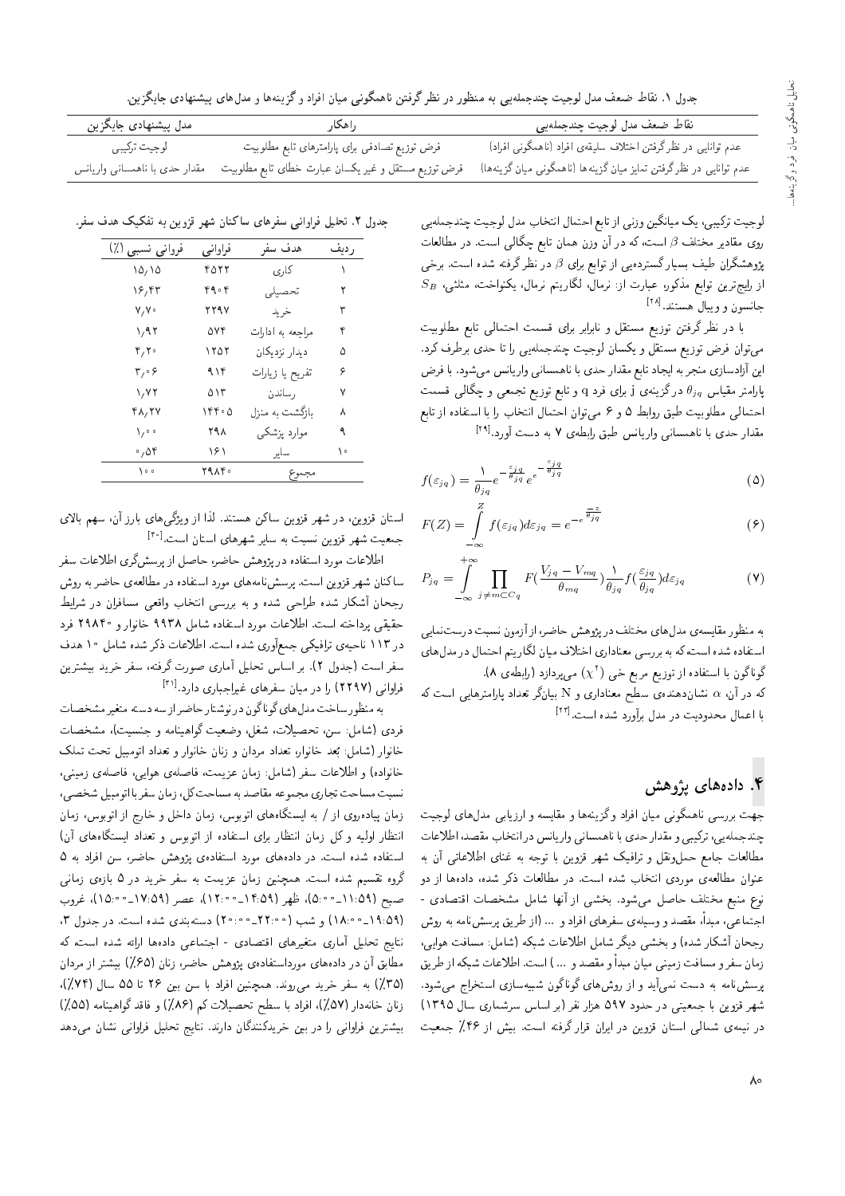جدول ۱. نقاط ضعف مدل لوجیت چندجمله‌یی به منظور در نظر گرفتن ناهمگونی میان افراد و گزینه‌ها و مدل‌های پیشنهادی جایگزین.

| نقاط ضعف مدل لوجیت چندجمله‌یی | راهکار | مدل پیشنهادی جایگزین |
|---|---|---|
| عدم توانایی در نظرگرفتن اختلاف سلیقه‌ی افراد (ناهمگونی افراد) | فرض توزیع تصادفی برای پارامترهای تابع مطلوبیت | لوجیت ترکیبی |
| عدم توانایی در نظرگرفتن تمایز میان گزینه‌ها (ناهمگونی میان گزینه‌ها) | فرض توزیع مستقل و غیر یکسان عبارت خطای تابع مطلوبیت | مقدار حدی با ناهمسانی واریانس |

لوجیت ترکیبی، یک میانگین وزنی از تابع احتمال انتخاب مدل لوجیت چندجمله‌یی روی مقادیر مختلف $\beta$ است، که در آن وزن همان تابع چگالی است. در مطالعات پژوهشگران طیف بسیار گسترده‌یی از توابع برای $\beta$ در نظر گرفته شده است. برخی از رایج‌ترین توابع مذکور، عبارت از: نرمال، لگاریتم نرمال، یکنواخت، مثلثی، $S_B$ جانسون و ویبال هستند.[28]

با در نظر گرفتن توزیع مستقل و نابرابر برای قسمت احتمالی تابع مطلوبیت می‌توان فرض توزیع مستقل و یکسان لوجیت چندجمله‌یی را تا حدی برطرف کرد. این آزادسازی منجر به ایجاد تابع مقدار حدی با ناهمسانی واریانس می‌شود. با فرض پارامتر مقیاس $\theta_{jq}$ در گزینه‌ی j برای فرد q و تابع توزیع تجمعی و چگالی قسمت احتمالی مطلوبیت طبق روابط ۵ و ۶ می‌توان احتمال انتخاب را با استفاده از تابع مقدار حدی با ناهمسانی واریانس طبق رابطه‌ی ۷ به دست آورد.[29]

$$f(\varepsilon_{jq}) = \frac{1}{\theta_{jq}} e^{-\frac{\varepsilon_{jq}}{\theta_{jq}}} e^{-e^{-\frac{\varepsilon_{jq}}{\theta_{jq}}}} \qquad (5)$$

$$F(Z) = \int_{-\infty}^{Z} f(\varepsilon_{jq}) d\varepsilon_{jq} = e^{-e^{\frac{-z}{\theta_{jq}}}} \qquad (6)$$

$$P_{jq} = \int_{-\infty}^{+\infty} \prod_{j \neq m \subset C_q} F\left(\frac{V_{jq} - V_{mq}}{\theta_{mq}}\right) \frac{1}{\theta_{jq}} f\left(\frac{\varepsilon_{jq}}{\theta_{jq}}\right) d\varepsilon_{jq} \qquad (7)$$

به منظور مقایسه‌ی مدل‌های مختلف در پژوهش حاضر، از آزمون نسبت درست‌نمایی استفاده شده است که به بررسی معناداری اختلاف میان لگاریتم احتمال در مدل‌های گوناگون با استفاده از توزیع مربع خی ($\chi^2$) می‌پردازد (رابطه‌ی ۸).

که در آن، $\alpha$ نشان‌دهنده‌ی سطح معناداری و N بیانگر تعداد پارامترهایی است که با اعمال محدودیت در مدل برآورد شده است.[22]

## ۴. داده‌های پژوهش

جهت بررسی ناهمگونی میان افراد و گزینه‌ها و مقایسه و ارزیابی مدل‌های لوجیت چندجمله‌یی، ترکیبی و مقدار حدی با ناهمسانی واریانس در انتخاب مقصد، اطلاعات مطالعات جامع حمل‌ونقل و ترافیک شهر قزوین با توجه به غنای اطلاعاتی آن به عنوان مطالعه‌ی موردی انتخاب شده است. در مطالعات ذکر شده، داده‌ها از دو نوع منبع مختلف حاصل می‌شود. بخشی از آنها شامل مشخصات اقتصادی - اجتماعی، مبدأ، مقصد و وسیله‌ی سفرهای افراد و ... (از طریق پرسش‌نامه به روش رجحان آشکار شده) و بخشی دیگر شامل اطلاعات شبکه (شامل: مسافت هوایی، زمان سفر و مسافت زمینی میان مبدأ و مقصد و ...) است. اطلاعات شبکه از طریق پرسش‌نامه به دست نمی‌آید و از روش‌های گوناگون شبیه‌سازی استخراج می‌شود. شهر قزوین با جمعیتی در حدود ۵۹۷ هزار نفر (بر اساس سرشماری سال ۱۳۹۵) در نیمه‌ی شمالی استان قزوین در ایران قرار گرفته است. بیش از ۴۶٪ جمعیت استان قزوین، در شهر قزوین ساکن هستند. لذا از ویژگی‌های بارز آن، سهم بالای جمعیت شهر قزوین نسبت به سایر شهرهای استان است.[30]

اطلاعات مورد استفاده در پژوهش حاضر، حاصل از پرسش‌گری اطلاعات سفر ساکنان شهر قزوین است. پرسش‌نامه‌های مورد استفاده در مطالعه‌ی حاضر به روش رجحان آشکار شده طراحی شده و به بررسی انتخاب واقعی مسافران در شرایط حقیقی پرداخته است. اطلاعات مورد استفاده شامل ۹۹۳۸ خانوار و ۲۹۸۴۰ فرد در ۱۱۳ ناحیه‌ی ترافیکی جمع‌آوری شده است. اطلاعات ذکر شده شامل ۱۰ هدف سفر است (جدول ۲). بر اساس تحلیل آماری صورت گرفته، سفر خرید بیشترین فراوانی (۲۲۹۷) را در میان سفرهای غیراجباری دارد.[31]

جدول ۲. تحلیل فراوانی سفرهای ساکنان شهر قزوین به تفکیک هدف سفر.

| ردیف | هدف سفر | فراوانی | فراوانی نسبی (٪) |
|---|---|---|---|
| ۱ | کاری | ۴۵۲۲ | ۱۵٫۱۵ |
| ۲ | تحصیلی | ۴۹۰۴ | ۱۶٫۴۳ |
| ۳ | خرید | ۲۲۹۷ | ۷٫۷۰ |
| ۴ | مراجعه به ادارات | ۵۷۴ | ۱٫۹۲ |
| ۵ | دیدار نزدیکان | ۱۲۵۲ | ۴٫۲۰ |
| ۶ | تفریح یا زیارات | ۹۱۴ | ۳٫۰۶ |
| ۷ | رساندن | ۵۱۳ | ۱٫۷۲ |
| ۸ | بازگشت به منزل | ۱۴۴۰۵ | ۴۸٫۲۷ |
| ۹ | موارد پزشکی | ۲۹۸ | ۱٫۰۰ |
| ۱۰ | سایر | ۱۶۱ | ۰٫۵۴ |
| | مجموع | ۲۹۸۴۰ | ۱۰۰ |

به منظور ساخت مدل‌های گوناگون در نوشتار حاضر از سه دسته متغیر مشخصات فردی (شامل: سن، تحصیلات، شغل، وضعیت گواهینامه و جنسیت)، مشخصات خانوار (شامل: بُعد خانوار، تعداد مردان و زنان خانوار و تعداد اتومبیل تحت تملک خانواده) و اطلاعات سفر (شامل: زمان عزیمت، فاصله‌ی هوایی، فاصله‌ی زمینی، نسبت مساحت تجاری مجموعه مقاصد به مساحت کل، زمان سفر با اتومبیل شخصی، زمان پیاده‌روی از / به ایستگاه‌های اتوبوس، زمان داخل و خارج از اتوبوس، زمان انتظار اولیه و کل زمان انتظار برای استفاده از اتوبوس و تعداد ایستگاه‌های آن) استفاده شده است. در داده‌های مورد استفاده‌ی پژوهش حاضر، سن افراد به ۵ گروه تقسیم شده است. همچنین زمان عزیمت به سفر خرید در ۵ بازه‌ی زمانی صبح (۱۱:۵۹-۵:۰۰)، ظهر (۱۴:۵۹-۱۲:۰۰)، عصر (۱۷:۵۹-۱۵:۰۰)، غروب (۱۹:۵۹-۱۸:۰۰) و شب (۲۲:۰۰-۲۰:۰۰) دسته‌بندی شده است. در جدول ۳، نتایج تحلیل آماری متغیرهای اقتصادی - اجتماعی داده‌ها ارائه شده است که مطابق آن در داده‌های مورداستفاده‌ی پژوهش حاضر، زنان (۶۵٪) بیشتر از مردان (۳۵٪) به سفر خرید می‌روند. همچنین افراد با سن بین ۲۶ تا ۵۵ سال (۷۴٪)، زنان خانه‌دار (۵۷٪)، افراد با سطح تحصیلات کم (۸۶٪) و فاقد گواهینامه (۵۵٪) بیشترین فراوانی را در بین خریدکنندگان دارند. نتایج تحلیل فراوانی نشان می‌دهد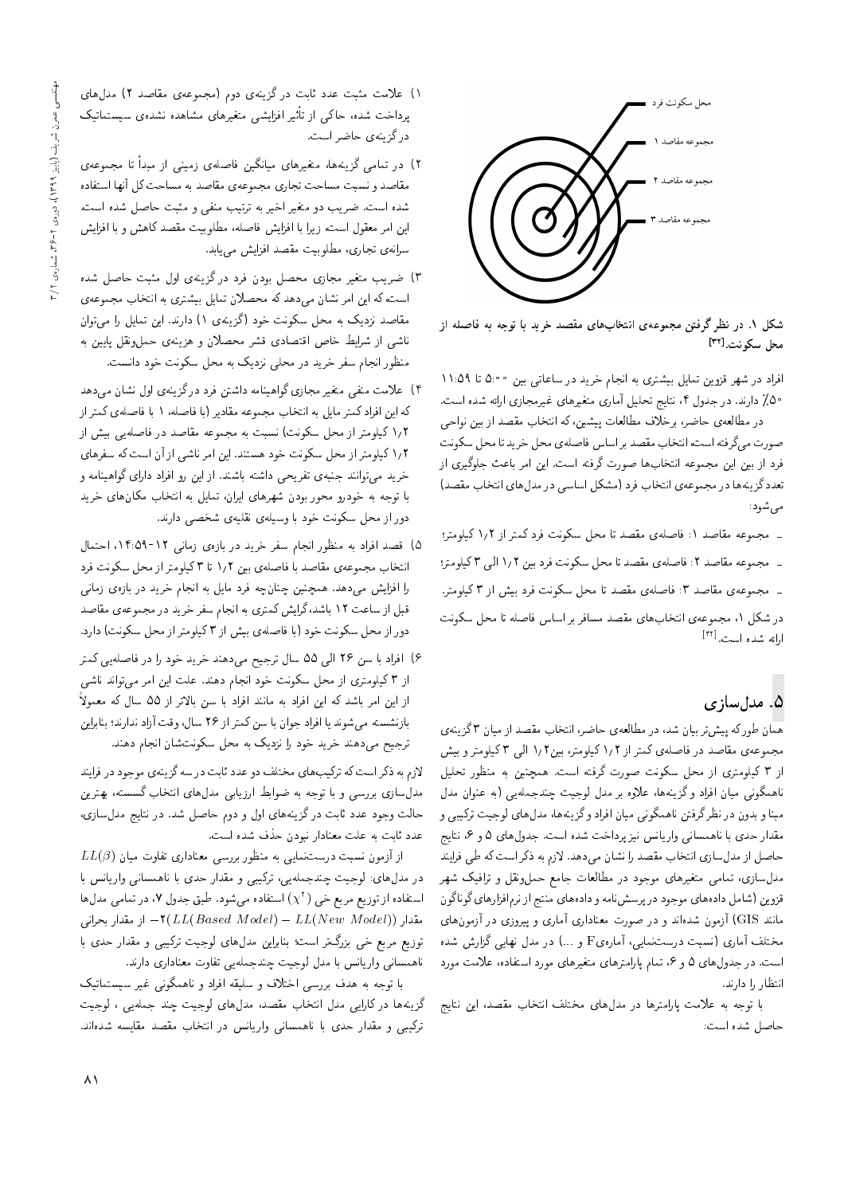شکل ۱. در نظرگرفتن مجموعه‌ی انتخاب‌های مقصد خرید با توجه به فاصله از محل سکونت.[۳۲]

افراد در شهر قزوین تمایل بیشتری به انجام خرید در ساعاتی بین ۵:۰۰ تا ۱۱:۵۹ (۵۰٪) دارند. در جدول ۴، نتایج تحلیل آماری متغیرهای غیرمجازی ارائه شده است.

در مطالعه‌ی حاضر، برخلاف مطالعات پیشین، که انتخاب مقصد از بین نواحی صورت می‌گرفته است انتخاب مقصد بر اساس فاصله‌ی محل خرید تا محل سکونت فرد از بین این مجموعه انتخاب‌ها صورت گرفته است. این امر باعث جلوگیری از تعدد گزینه‌ها در مجموعه‌ی انتخاب فرد (مشکل اساسی در مدل‌های انتخاب مقصد) می‌شود:

- مجموعه مقاصد ۱: فاصله‌ی مقصد تا محل سکونت فرد کمتر از ۱٫۲ کیلومتر؛
- مجموعه مقاصد ۲: فاصله‌ی مقصد تا محل سکونت فرد بین ۱٫۲ الی ۳ کیلومتر؛
- مجموعه‌ی مقاصد ۳: فاصله‌ی مقصد تا محل سکونت فرد بیش از ۳ کیلومتر.

در شکل ۱، مجموعه‌ی انتخاب‌های مقصد مسافر بر اساس فاصله تا محل سکونت ارائه شده است.[۳۲]

## ۵. مدل‌سازی

همان طور که پیش‌تر بیان شد، در مطالعه‌ی حاضر، انتخاب مقصد از میان ۳ گزینه‌ی مجموعه‌ی مقاصد در فاصله‌ی کمتر از ۱٫۲ کیلومتر، بین ۱٫۲ الی ۳ کیلومتر و بیش از ۳ کیلومتری از محل سکونت صورت گرفته است. همچنین به منظور تحلیل ناهمگونی میان افراد و گزینه‌ها، علاوه بر مدل لوجیت چندجمله‌یی (به عنوان مدل مبنا و بدون در نظرگرفتن ناهمگونی میان افراد و گزینه‌ها، مدل‌های لوجیت ترکیبی و مقدار حدی با ناهمسانی واریانس نیز پرداخت شده است. جدول‌های ۵ و ۶، نتایج حاصل از مدل‌سازی انتخاب مقصد را نشان می‌دهد. لازم به ذکر است که طی فرایند مدل‌سازی، تمامی متغیرهای موجود در مطالعات جامع حمل‌ونقل و ترافیک شهر قزوین (شامل داده‌های موجود در پرسش‌نامه و داده‌های منتج از نرم‌افزارهای گوناگون مانند GIS) آزمون شده‌اند و در صورت معناداری آماری و پیروزی در آزمون‌های مختلف آماری (نسبت درست‌نمایی، آماره‌ی F و ...) در مدل نهایی گزارش شده است. در جدول‌های ۵ و ۶، تمام پارامترهای متغیرهای مورد استفاده، علامت مورد انتظار را دارند.

با توجه به علامت پارامترها در مدل‌های مختلف انتخاب مقصد، این نتایج حاصل شده است:

۱) علامت مثبت عدد ثابت در گزینه‌ی دوم (مجموعه‌ی مقاصد ۲) مدل‌های پرداخت شده، حاکی از تأثیر افزایشی متغیرهای مشاهده نشده‌ی سیستماتیک در گزینه‌ی حاضر است.

۲) در تمامی گزینه‌ها، متغیرهای میانگین فاصله‌ی زمینی از مبدأ تا مجموعه‌ی مقاصد و نسبت مساحت تجاری مجموعه‌ی مقاصد به مساحت کل آنها استفاده شده است. ضریب دو متغیر اخیر به ترتیب منفی و مثبت حاصل شده است. این امر معقول است، زیرا با افزایش فاصله، مطلوبیت مقصد کاهش و با افزایش سرانه‌ی تجاری، مطلوبیت مقصد افزایش می‌یابد.

۳) ضریب متغیر مجازی محصل بودن فرد در گزینه‌ی اول مثبت حاصل شده است که این امر نشان می‌دهد که محصلان تمایل بیشتری به انتخاب مجموعه‌ی مقاصد نزدیک به محل سکونت خود (گزینه‌ی ۱) دارند. این تمایل را می‌توان ناشی از شرایط خاص اقتصادی قشر محصلان و هزینه‌ی حمل‌ونقل پایین به منظور انجام سفر خرید در محلی نزدیک به محل سکونت خود دانست.

۴) علامت منفی متغیر مجازی گواهینامه داشتن فرد در گزینه‌ی اول نشان می‌دهد که این افراد کمتر مایل به انتخاب مجموعه مقادیر (با فاصله، ۱ با فاصله‌ی کمتر از ۱٫۲ کیلومتر از محل سکونت) نسبت به مجموعه مقاصد در فاصله‌یی بیش از ۱٫۲ کیلومتر از محل سکونت خود هستند. این امر ناشی از آن است که سفرهای خرید می‌توانند جنبه‌ی تفریحی داشته باشند. از این رو افراد دارای گواهینامه و با توجه به خودرو محور بودن شهرهای ایران، تمایل به انتخاب مکان‌های خرید دور از محل سکونت خود با وسیله‌ی نقلیه‌ی شخصی دارند.

۵) قصد افراد به منظور انجام سفر خرید در بازه‌ی زمانی ۱۲-۱۴:۵۹، احتمال انتخاب مجموعه‌ی مقاصد با فاصله‌ی بین ۱٫۲ تا ۳ کیلومتر از محل سکونت فرد را افزایش می‌دهد. همچنین چنانچه فرد مایل به انجام خرید در بازه‌ی زمانی قبل از ساعت ۱۲ باشد، گرایش کمتری به انجام سفر خرید در مجموعه‌ی مقاصد دور از محل سکونت خود (با فاصله‌ی بیش از ۳ کیلومتر از محل سکونت) دارد.

۶) افراد با سن ۲۶ الی ۵۵ سال ترجیح می‌دهند خرید خود را در فاصله‌یی کمتر از ۳ کیلومتری از محل سکونت خود انجام دهند. علت این امر می‌تواند ناشی از این امر باشد که این افراد به مانند افراد با سن بالاتر از ۵۵ سال که معمولاً بازنشسته می‌شوند یا افراد جوان با سن کمتر از ۲۶ سال، وقت آزاد ندارند؛ بنابراین ترجیح می‌دهند خرید خود را نزدیک به محل سکونتشان انجام دهند.

لازم به ذکر است که ترکیب‌های مختلف دو عدد ثابت در سه گزینه‌ی موجود در فرایند مدل‌سازی بررسی و با توجه به ضوابط ارزیابی مدل‌های انتخاب گسسته، بهترین حالت وجود عدد ثابت در گزینه‌های اول و دوم حاصل شد. در نتایج مدل‌سازی، عدد ثابت به علت معنادار نبودن حذف شده است.

از آزمون نسبت درست‌نمایی به منظور بررسی معناداری تفاوت میان $LL(\beta)$ در مدل‌های: لوجیت چندجمله‌یی، ترکیبی و مقدار حدی با ناهمسانی واریانس با استفاده از توزیع مربع خی ($\chi^2$) استفاده می‌شود. طبق جدول ۷، در تمامی مدل‌ها مقدار $-2(LL(Based\ Model) - LL(New\ Model))$ از مقدار بحرانی توزیع مربع خی بزرگتر است؛ بنابراین مدل‌های لوجیت ترکیبی و مقدار حدی با ناهمسانی واریانس با مدل لوجیت چندجمله‌یی تفاوت معناداری دارند.

با توجه به هدف بررسی اختلاف و سلیقه افراد و ناهمگونی غیر سیستماتیک گزینه‌ها در کارایی مدل انتخاب مقصد، مدل‌های لوجیت چند جمله‌یی، لوجیت ترکیبی و مقدار حدی با ناهمسانی واریانس در انتخاب مقصد مقایسه شده‌اند.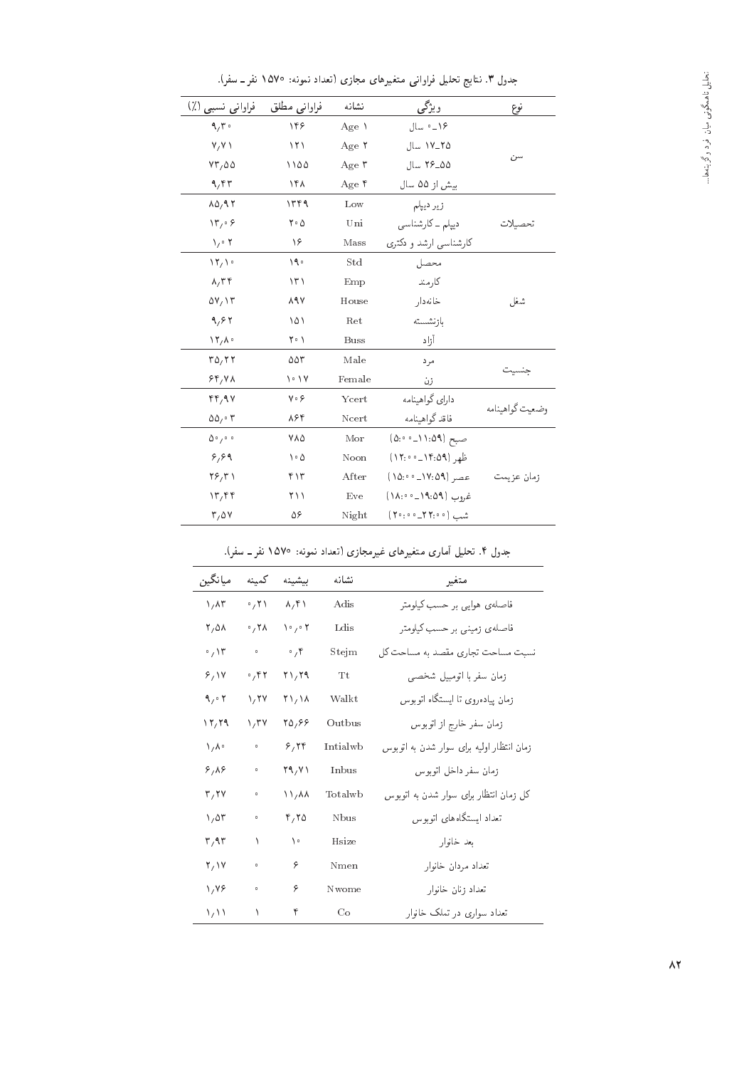جدول ۳. نتایج تحلیل فراوانی متغیرهای مجازی (تعداد نمونه: ۱۵۷۰ نفر ـ سفر).

| نوع | ویژگی | نشانه | فراوانی مطلق | فراوانی نسبی (٪) |
|---|---|---|---|---|
| سن | ۰ـ۱۶ سال | Age 1 | ۱۴۶ | ۹٫۳۰ |
| | ۱۷ـ۲۵ سال | Age 2 | ۱۲۱ | ۷٫۷۱ |
| | ۲۶ـ۵۵ سال | Age 3 | ۱۱۵۵ | ۷۳٫۵۵ |
| | بیش از ۵۵ سال | Age 4 | ۱۴۸ | ۹٫۴۳ |
| تحصیلات | زیر دیپلم | Low | ۱۳۴۹ | ۸۵٫۹۲ |
| | دیپلم ـ کارشناسی | Uni | ۲۰۵ | ۱۳٫۰۶ |
| | کارشناسی ارشد و دکتری | Mass | ۱۶ | ۱٫۰۲ |
| شغل | محصل | Std | ۱۹۰ | ۱۲٫۱۰ |
| | کارمند | Emp | ۱۳۱ | ۸٫۳۴ |
| | خانه‌دار | House | ۸۹۷ | ۵۷٫۱۳ |
| | بازنشسته | Ret | ۱۵۱ | ۹٫۶۲ |
| | آزاد | Buss | ۲۰۱ | ۱۲٫۸۰ |
| جنسیت | مرد | Male | ۵۵۳ | ۳۵٫۲۲ |
| | زن | Female | ۱۰۱۷ | ۶۴٫۷۸ |
| وضعیت گواهینامه | دارای گواهینامه | Ycert | ۷۰۶ | ۴۴٫۹۷ |
| | فاقد گواهینامه | Ncert | ۸۶۴ | ۵۵٫۰۳ |
| زمان عزیمت | صبح (۵:۰۰ـ۱۱:۵۹) | Mor | ۷۸۵ | ۵۰٫۰۰ |
| | ظهر (۱۲:۰۰ـ۱۴:۵۹) | Noon | ۱۰۵ | ۶٫۶۹ |
| | عصر (۱۵:۰۰ـ۱۷:۵۹) | After | ۴۱۳ | ۲۶٫۳۱ |
| | غروب (۱۸:۰۰ـ۱۹:۵۹) | Eve | ۲۱۱ | ۱۳٫۴۴ |
| | شب (۲۰:۰۰ـ۲۲:۰۰) | Night | ۵۶ | ۳٫۵۷ |

جدول ۴. تحلیل آماری متغیرهای غیرمجازی (تعداد نمونه: ۱۵۷۰ نفر ـ سفر).

| متغیر | نشانه | بیشینه | کمینه | میانگین |
|---|---|---|---|---|
| فاصله‌ی هوایی بر حسب کیلومتر | Adis | ۸٫۴۱ | ۰٫۲۱ | ۱٫۸۳ |
| فاصله‌ی زمینی بر حسب کیلومتر | Ldis | ۱۰٫۰۲ | ۰٫۲۸ | ۲٫۵۸ |
| نسبت مساحت تجاری مقصد به مساحت کل | Stejm | ۰٫۴ | ۰ | ۰٫۱۳ |
| زمان سفر با اتومبیل شخصی | Tt | ۲۱٫۲۹ | ۰٫۴۲ | ۶٫۱۷ |
| زمان پیاده‌روی تا ایستگاه اتوبوس | Walkt | ۲۱٫۱۸ | ۱٫۲۷ | ۹٫۰۲ |
| زمان سفر خارج از اتوبوس | Outbus | ۲۵٫۶۶ | ۱٫۳۷ | ۱۲٫۲۹ |
| زمان انتظار اولیه برای سوار شدن به اتوبوس | Intialwb | ۶٫۲۴ | ۰ | ۱٫۸۰ |
| زمان سفر داخل اتوبوس | Inbus | ۲۹٫۷۱ | ۰ | ۶٫۸۶ |
| کل زمان انتظار برای سوار شدن به اتوبوس | Totalwb | ۱۱٫۸۸ | ۰ | ۳٫۲۷ |
| تعداد ایستگاه‌های اتوبوس | Nbus | ۴٫۲۵ | ۰ | ۱٫۵۳ |
| بعد خانوار | Hsize | ۱۰ | ۱ | ۳٫۹۳ |
| تعداد مردان خانوار | Nmen | ۶ | ۰ | ۲٫۱۷ |
| تعداد زنان خانوار | Nwome | ۶ | ۰ | ۱٫۷۶ |
| تعداد سواری در تملک خانوار | Co | ۴ | ۱ | ۱٫۱۱ |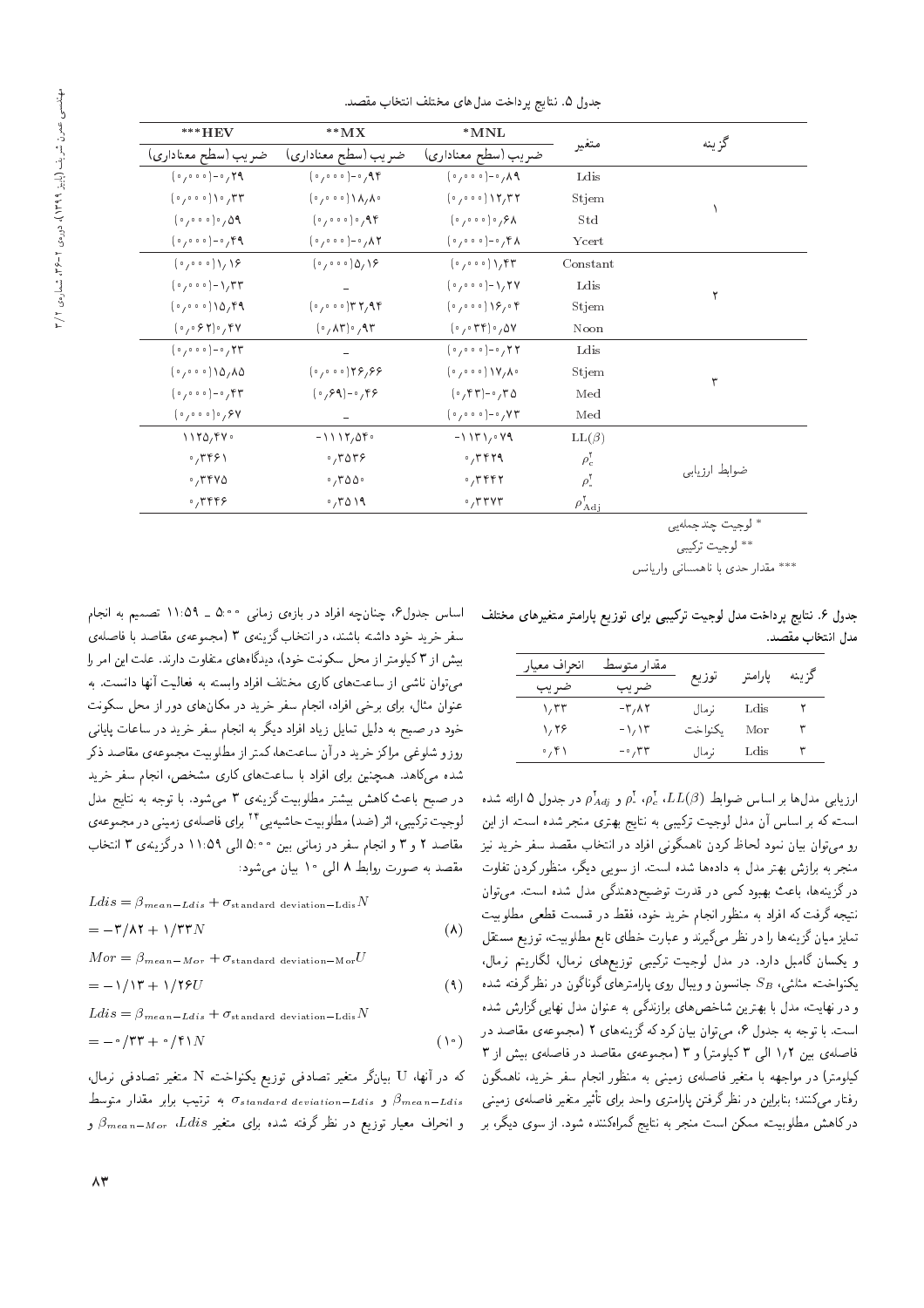جدول ۵. نتایج پرداخت مدل‌های مختلف انتخاب مقصد.

| گزینه | متغیر | *MNL ضریب (سطح معناداری) | **MX ضریب (سطح معناداری) | ***HEV ضریب (سطح معناداری) |
|---|---|---|---|---|
| ۱ | Ldis | (۰٫۰۰۰)-۰٫۸۹ | (۰٫۰۰۰)-۰٫۹۴ | (۰٫۰۰۰)-۰٫۲۹ |
| | Stjem | (۰٫۰۰۰)۱۲٫۳۲ | (۰٫۰۰۰)۱۸٫۸۰ | (۰٫۰۰۰)۱۰٫۳۳ |
| | Std | (۰٫۰۰۰)۰٫۶۸ | (۰٫۰۰۰)۰٫۹۴ | (۰٫۰۰۰)۰٫۵۹ |
| | Ycert | (۰٫۰۰۰)-۰٫۴۸ | (۰٫۰۰۰)-۰٫۸۲ | (۰٫۰۰۰)-۰٫۴۹ |
| ۲ | Constant | (۰٫۰۰۰)۱٫۴۳ | (۰٫۰۰۰)۵٫۱۶ | (۰٫۰۰۰)۱٫۱۶ |
| | Ldis | (۰٫۰۰۰)-۱٫۲۷ | – | (۰٫۰۰۰)-۱٫۳۳ |
| | Stjem | (۰٫۰۰۰)۱۶٫۰۴ | (۰٫۰۰۰)۳۲٫۹۴ | (۰٫۰۰۰)۱۵٫۴۹ |
| | Noon | (۰٫۰۳۴)۰٫۵۷ | (۰٫۸۳)۰٫۹۳ | (۰٫۰۶۲)۰٫۴۷ |
| ۳ | Ldis | (۰٫۰۰۰)-۰٫۲۲ | – | (۰٫۰۰۰)-۰٫۲۳ |
| | Stjem | (۰٫۰۰۰)۱۷٫۸۰ | (۰٫۰۰۰)۲۶٫۶۶ | (۰٫۰۰۰)۱۵٫۸۵ |
| | Med | (۰٫۴۳)-۰٫۳۵ | (۰٫۶۹)-۰٫۴۶ | (۰٫۰۰۰)-۰٫۴۳ |
| | Med | (۰٫۰۰۰)-۰٫۷۳ | – | (۰٫۰۰۰)۰٫۶۷ |
| ضوابط ارزیابی | $LL(\beta)$ | -۱۱۳۱٫۰۷۹ | -۱۱۱۲٫۵۴۰ | ۱۱۲۵٫۴۷۰ |
| | $\rho_c^2$ | ۰٫۳۴۲۹ | ۰٫۳۵۳۶ | ۰٫۳۴۶۱ |
| | $\rho_\circ^2$ | ۰٫۳۴۴۲ | ۰٫۳۵۵۰ | ۰٫۳۴۷۵ |
| | $\rho_{Adj}^2$ | ۰٫۳۳۷۳ | ۰٫۳۵۱۹ | ۰٫۳۴۴۶ |

* لوجیت چندجمله‌یی
** لوجیت ترکیبی
*** مقدار حدی با ناهمسانی واریانس

جدول ۶. نتایج پرداخت مدل لوجیت ترکیبی برای توزیع پارامتر متغیرهای مختلف مدل انتخاب مقصد.

| گزینه | پارامتر | توزیع | مقدار متوسط ضریب | انحراف معیار ضریب |
|---|---|---|---|---|
| ۲ | Ldis | نرمال | -۳٫۸۲ | ۱٫۳۳ |
| ۳ | Mor | یکنواخت | -۱٫۱۳ | ۱٫۲۶ |
| ۳ | Ldis | نرمال | -۰٫۳۳ | ۰٫۴۱ |

ارزیابی مدل‌ها بر اساس ضوابط $LL(\beta)$، $\rho_c^2$، $\rho_\circ^2$ و $\rho_{Adj}^2$ در جدول ۵ ارائه شده است که بر اساس آن مدل لوجیت ترکیبی به نتایج بهتری منجر شده است. از این رو می‌توان بیان نمود لحاظ کردن ناهمگونی افراد در انتخاب مقصد سفر خرید نیز منجر به برازش بهتر مدل به داده‌ها شده است. از سویی دیگر، منظور کردن تفاوت در گزینه‌ها، باعث بهبود کمی در قدرت توضیح‌دهندگی مدل شده است. می‌توان نتیجه گرفت که افراد به منظور انجام خرید خود، فقط در قسمت قطعی مطلوبیت تمایز میان گزینه‌ها را در نظر می‌گیرند و عبارت خطای تابع مطلوبیت، توزیع مستقل و یکسان گامبل دارد. در مدل لوجیت ترکیبی توزیع‌های نرمال، لگاریتم نرمال، یکنواخت مثلثی، $S_B$ جانسون و ویبال روی پارامترهای گوناگون در نظرگرفته شده و در نهایت، مدل با بهترین شاخص‌های برازندگی به عنوان مدل نهایی گزارش شده است. با توجه به جدول ۶، می‌توان بیان کرد که گزینه‌های ۲ (مجموعه‌ی مقاصد در فاصله‌ی بین ۱٫۲ الی ۳ کیلومتر) و ۳ (مجموعه‌ی مقاصد در فاصله‌ی بیش از ۳ کیلومتر) در مواجهه با متغیر فاصله‌ی زمینی به منظور انجام سفر خرید، ناهمگون رفتار می‌کنند؛ بنابراین در نظر گرفتن پارامتری واحد برای تأثیر متغیر فاصله‌ی زمینی در کاهش مطلوبیت، ممکن است منجر به نتایج گمراه‌کننده شود. از سوی دیگر، بر اساس جدول۶، چنانچه افراد در بازه‌ی زمانی ۵:۰۰ ـ ۱۱:۵۹ تصمیم به انجام سفر خرید خود داشته باشند، در انتخاب گزینه‌ی ۳ (مجموعه‌ی مقاصد با فاصله‌ی بیش از ۳ کیلومتر از محل سکونت خود)، دیدگاه‌های متفاوت دارند. علت این امر را می‌توان ناشی از ساعت‌های کاری مختلف افراد وابسته به فعالیت آنها دانست. به عنوان مثال، برای برخی افراد، انجام سفر خرید در مکان‌های دور از محل سکونت خود در صبح به دلیل تمایل زیاد افراد دیگر به انجام سفر خرید در ساعات پایانی روز و شلوغی مراکز خرید در آن ساعت‌ها، کمتر از مطلوبیت مجموعه‌ی مقاصد ذکر شده می‌کاهد. همچنین برای افراد با ساعت‌های کاری مشخص، انجام سفر خرید در صبح باعث کاهش بیشتر مطلوبیت گزینه‌ی ۳ می‌شود. با توجه به نتایج مدل لوجیت ترکیبی، اثر (ضد) مطلوبیت حاشیه‌یی[24] برای فاصله‌ی زمینی در مجموعه‌ی مقاصد ۲ و ۳ و انجام سفر در زمانی بین ۵:۰۰ الی ۱۱:۵۹ در گزینه‌ی ۳ انتخاب مقصد به صورت روابط ۸ الی ۱۰ بیان می‌شود:

$$Ldis = \beta_{mean-Ldis} + \sigma_{\text{standard deviation}-\text{Ldis}} N$$
$$= -3{,}82 + 1{,}33N \qquad (8)$$

$$Mor = \beta_{mean-Mor} + \sigma_{\text{standard deviation}-\text{Mor}} U$$
$$= -1{,}13 + 1{,}26U \qquad (9)$$

$$Ldis = \beta_{mean-Ldis} + \sigma_{\text{standard deviation}-\text{Ldis}} N$$
$$= -0{,}33 + 0{,}41N \qquad (10)$$

که در آنها، U بیانگر متغیر تصادفی توزیع یکنواخت، N متغیر تصادفی توزیع نرمال، $\beta_{mean-Ldis}$ و $\sigma_{standard\ deviation-Ldis}$ به ترتیب برابر مقدار متوسط و انحراف معیار توزیع در نظر گرفته شده برای متغیر $Ldis$، $\beta_{mean-Mor}$ و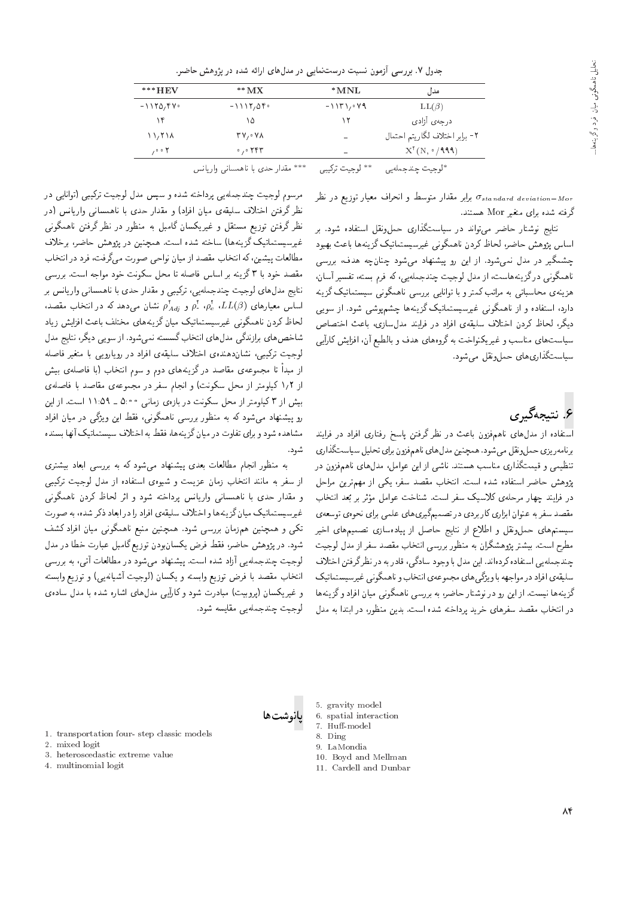جدول ۷. بررسی آزمون نسبت درست‌نمایی در مدل‌های ارائه شده در پژوهش حاضر.

| مدل | *MNL | **MX | ***HEV |
|---|---|---|---|
| $LL(\beta)$ | ۱۱۳۱٫۰۷۹- | ۱۱۱۲٫۵۴۰- | ۱۱۲۵٫۴۷۰- |
| درجه‌ی آزادی | ۱۲ | ۱۵ | ۱۴ |
| ۲- برابر اختلاف لگاریتم احتمال | – | ۳۷٫۰۷۸ | ۱۱٫۲۱۸ |
| $X^2(N, 0/999)$ | – | ۰٫۰۲۴۳ | ٫۰۰۲ |

*لوجیت چندجمله‌یی &nbsp;&nbsp; ** لوجیت ترکیبی &nbsp;&nbsp; *** مقدار حدی با ناهمسانی واریانس

$\sigma_{standard\ deviation-Mor}$ برابر مقدار متوسط و انحراف معیار توزیع در نظر گرفته شده برای متغیر Mor هستند.

نتایج نوشتار حاضر می‌تواند در سیاست‌گذاری حمل‌ونقل استفاده شود. بر اساس پژوهش حاضر، لحاظ کردن ناهمگونی غیرسیستماتیک گزینه‌ها باعث بهبود چشمگیر در مدل نمی‌شود. از این رو پیشنهاد می‌شود چنان‌چه هدف، بررسی ناهمگونی درگزینه‌هاست، از مدل لوجیت چندجمله‌یی، که فرم بسته، تفسیر آسان، هزینه‌ی محاسباتی به مراتب کمتر و با توانایی بررسی ناهمگونی سیستماتیک گزینه دارد، استفاده و از ناهمگونی غیرسیستماتیک گزینه‌ها چشم‌پوشی شود. از سویی دیگر، لحاظ کردن اختلاف سلیقه‌ی افراد در فرایند مدل‌سازی، باعث اختصاص سیاست‌های مناسب و غیریکنواخت به گروه‌های هدف و بالطبع آن، افزایش کارآیی سیاست‌گذاری‌های حمل‌ونقل می‌شود.

## ۶. نتیجه‌گیری

استفاده از مدل‌های ناهم‌فزون باعث در نظر گرفتن پاسخ رفتاری افراد در فرایند برنامه‌ریزی حمل‌ونقل می‌شود. همچنین مدل‌های ناهم‌فزون برای تحلیل سیاست‌گذاری تنظیمی و قیمت‌گذاری مناسب هستند. ناشی از این عوامل، مدل‌های ناهم‌فزون در پژوهش حاضر استفاده شده است. انتخاب مقصد سفر، یکی از مهم‌ترین مراحل در فرایند چهار مرحله‌ی کلاسیک سفر است. شناخت عوامل مؤثر بر بعد انتخاب مقصد سفر به عنوان ابزاری کاربردی در تصمیم‌گیری‌های علمی برای نحوه‌ی توسعه‌ی سیستم‌های حمل‌ونقل و اطلاع از نتایج حاصل از پیاده‌سازی تصمیم‌های اخیر مطرح است. بیشتر پژوهشگران به منظور بررسی انتخاب مقصد سفر از مدل لوجیت چندجمله‌یی استفاده کرده‌اند. این مدل با وجود سادگی، قادر به در نظر گرفتن اختلاف سلیقه‌ی افراد در مواجهه با ویژگی‌های مجموعه‌ی انتخاب و ناهمگونی غیرسیستماتیک گزینه‌ها نیست. از این رو در نوشتار حاضر، به بررسی ناهمگونی میان افراد و گزینه‌ها در انتخاب مقصد سفرهای خرید پرداخته شده است. بدین منظور، در ابتدا به مدل مرسوم لوجیت چندجمله‌یی پرداخته شده و سپس مدل لوجیت ترکیبی (توانایی در نظر گرفتن اختلاف سلیقه‌ی میان افراد) و مقدار حدی با ناهمسانی واریانس (در نظر گرفتن توزیع مستقل و غیریکسان گامبل به منظور در نظر گرفتن ناهمگونی غیرسیستماتیک گزینه‌ها) ساخته شده است. همچنین در پژوهش حاضر، برخلاف مطالعات پیشین، که انتخاب مقصد از میان نواحی صورت می‌گرفت، فرد در انتخاب مقصد خود با ۳ گزینه بر اساس فاصله تا محل سکونت خود مواجه است. بررسی نتایج مدل‌های لوجیت چندجمله‌یی، ترکیبی و مقدار حدی با ناهمسانی واریانس بر اساس معیارهای $LL(\beta)$، $\rho_c^2$، $\rho_c^2$ و $\rho_{Adj}^2$ نشان می‌دهد که در انتخاب مقصد، لحاظ کردن ناهمگونی غیرسیستماتیک میان گزینه‌های مختلف باعث افزایش زیاد شاخص‌های برازندگی مدل‌های انتخاب گسسته نمی‌شود. از سویی دیگر، نتایج مدل لوجیت ترکیبی، نشان‌دهنده‌ی اختلاف سلیقه‌ی افراد در رویارویی با متغیر فاصله از مبدأ تا مجموعه‌ی مقاصد در گزینه‌های دوم و سوم انتخاب (با فاصله‌ی بیش از ۱٫۲ کیلومتر از محل سکونت) و انجام سفر در مجموعه‌ی مقاصد با فاصله‌ی بیش از ۳ کیلومتر از محل سکونت در بازه‌ی زمانی ۵:۰۰ ـ ۱۱:۵۹ است. از این رو پیشنهاد می‌شود که به منظور بررسی ناهمگونی، فقط این ویژگی در میان افراد مشاهده شود و برای تفاوت در میان گزینه‌ها، فقط به اختلاف سیستماتیک آنها بسنده شود.

به منظور انجام مطالعات بعدی پیشنهاد می‌شود که به بررسی ابعاد بیشتری از سفر به مانند انتخاب زمان عزیمت و شیوه‌ی استفاده از مدل لوجیت ترکیبی و مقدار حدی با ناهمسانی واریانس پرداخته شود و اثر لحاظ کردن ناهمگونی غیرسیستماتیک میان گزینه‌ها و اختلاف سلیقه‌ی افراد را در ابعاد ذکر شده، به صورت تکی و همچنین هم‌زمان بررسی شود. همچنین منبع ناهمگونی میان افراد کشف شود. در پژوهش حاضر، فقط فرض یکسان‌بودن توزیع گامبل عبارت خطا در مدل لوجیت چندجمله‌یی آزاد شده است. پیشنهاد می‌شود در مطالعات آتی، به بررسی انتخاب مقصد با فرض توزیع وابسته و یکسان (لوجیت آشیانه‌یی) و توزیع وابسته و غیریکسان (پروبیت) مبادرت شود و کارآیی مدل‌های اشاره شده با مدل ساده‌ی لوجیت چندجمله‌یی مقایسه شود.

### پانوشت‌ها

1. transportation four- step classic models
2. mixed logit
3. heteroscedastic extreme value
4. multinomial logit
5. gravity model
6. spatial interaction
7. Huff-model
8. Ding
9. LaMondia
10. Boyd and Mellman
11. Cardell and Dunbar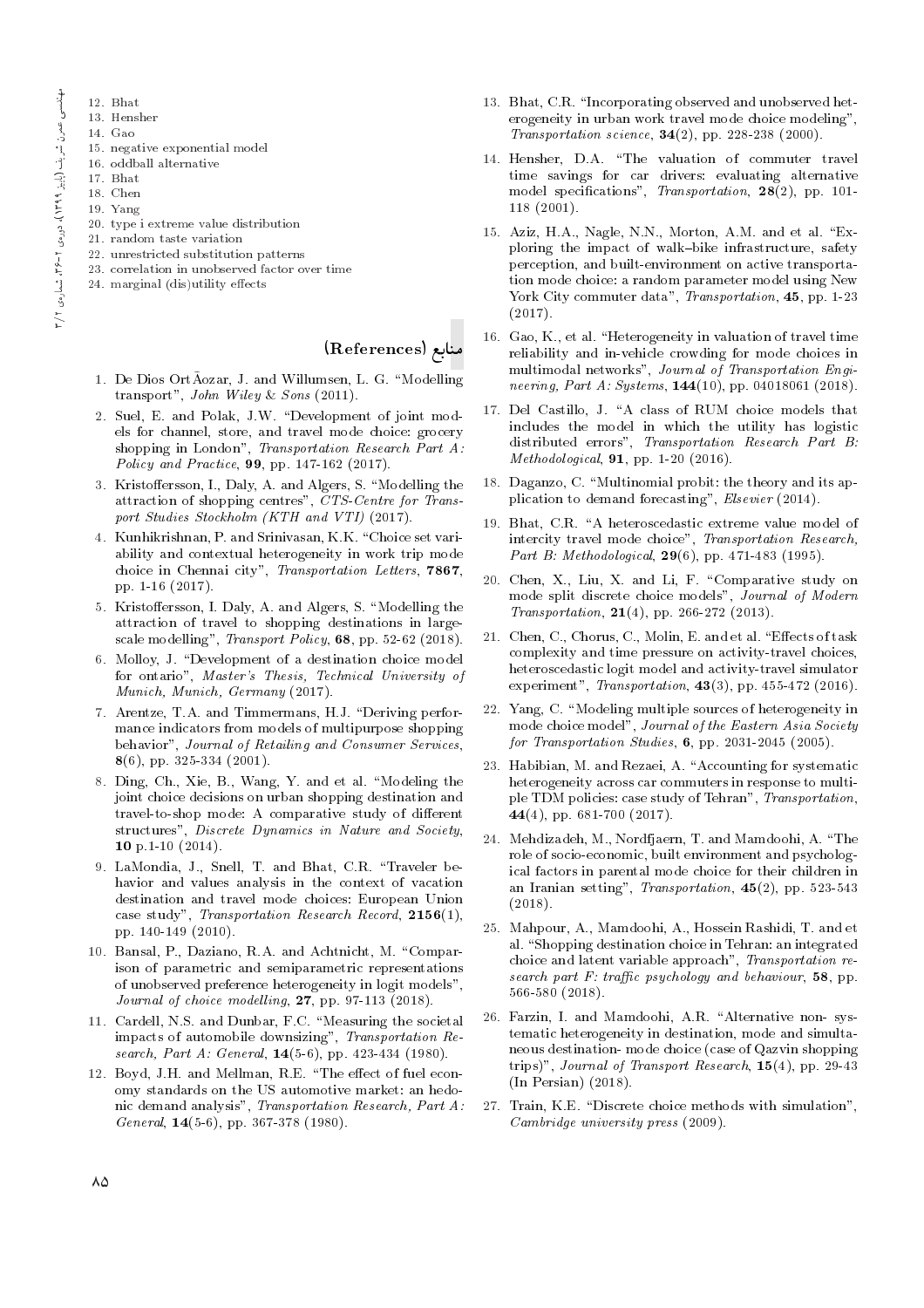12. Bhat
13. Hensher
14. Gao
15. negative exponential model
16. oddball alternative
17. Bhat
18. Chen
19. Yang
20. type i extreme value distribution
21. random taste variation
22. unrestricted substitution patterns
23. correlation in unobserved factor over time
24. marginal (dis)utility effects

## منابع (References)

1. De Dios OrtÃozar, J. and Willumsen, L. G. "Modelling transport", *John Wiley & Sons* (2011).
2. Suel, E. and Polak, J.W. "Development of joint models for channel, store, and travel mode choice: grocery shopping in London", *Transportation Research Part A: Policy and Practice*, **99**, pp. 147-162 (2017).
3. Kristoffersson, I., Daly, A. and Algers, S. "Modelling the attraction of shopping centres", *CTS-Centre for Transport Studies Stockholm (KTH and VTI)* (2017).
4. Kunhikrishnan, P. and Srinivasan, K.K. "Choice set variability and contextual heterogeneity in work trip mode choice in Chennai city", *Transportation Letters*, **7867**, pp. 1-16 (2017).
5. Kristoffersson, I. Daly, A. and Algers, S. "Modelling the attraction of travel to shopping destinations in large-scale modelling", *Transport Policy*, **68**, pp. 52-62 (2018).
6. Molloy, J. "Development of a destination choice model for ontario", *Master's Thesis, Technical University of Munich, Munich, Germany* (2017).
7. Arentze, T.A. and Timmermans, H.J. "Deriving performance indicators from models of multipurpose shopping behavior", *Journal of Retailing and Consumer Services*, **8**(6), pp. 325-334 (2001).
8. Ding, Ch., Xie, B., Wang, Y. and et al. "Modeling the joint choice decisions on urban shopping destination and travel-to-shop mode: A comparative study of different structures", *Discrete Dynamics in Nature and Society*, **10** p.1-10 (2014).
9. LaMondia, J., Snell, T. and Bhat, C.R. "Traveler behavior and values analysis in the context of vacation destination and travel mode choices: European Union case study", *Transportation Research Record*, **2156**(1), pp. 140-149 (2010).
10. Bansal, P., Daziano, R.A. and Achtnicht, M. "Comparison of parametric and semiparametric representations of unobserved preference heterogeneity in logit models", *Journal of choice modelling*, **27**, pp. 97-113 (2018).
11. Cardell, N.S. and Dunbar, F.C. "Measuring the societal impacts of automobile downsizing", *Transportation Research, Part A: General*, **14**(5-6), pp. 423-434 (1980).
12. Boyd, J.H. and Mellman, R.E. "The effect of fuel economy standards on the US automotive market: an hedonic demand analysis", *Transportation Research, Part A: General*, **14**(5-6), pp. 367-378 (1980).
13. Bhat, C.R. "Incorporating observed and unobserved heterogeneity in urban work travel mode choice modeling", *Transportation science*, **34**(2), pp. 228-238 (2000).
14. Hensher, D.A. "The valuation of commuter travel time savings for car drivers: evaluating alternative model specifications", *Transportation*, **28**(2), pp. 101-118 (2001).
15. Aziz, H.A., Nagle, N.N., Morton, A.M. and et al. "Exploring the impact of walk–bike infrastructure, safety perception, and built-environment on active transportation mode choice: a random parameter model using New York City commuter data", *Transportation*, **45**, pp. 1-23 (2017).
16. Gao, K., et al. "Heterogeneity in valuation of travel time reliability and in-vehicle crowding for mode choices in multimodal networks", *Journal of Transportation Engineering, Part A: Systems*, **144**(10), pp. 04018061 (2018).
17. Del Castillo, J. "A class of RUM choice models that includes the model in which the utility has logistic distributed errors", *Transportation Research Part B: Methodological*, **91**, pp. 1-20 (2016).
18. Daganzo, C. "Multinomial probit: the theory and its application to demand forecasting", *Elsevier* (2014).
19. Bhat, C.R. "A heteroscedastic extreme value model of intercity travel mode choice", *Transportation Research, Part B: Methodological*, **29**(6), pp. 471-483 (1995).
20. Chen, X., Liu, X. and Li, F. "Comparative study on mode split discrete choice models", *Journal of Modern Transportation*, **21**(4), pp. 266-272 (2013).
21. Chen, C., Chorus, C., Molin, E. and et al. "Effects of task complexity and time pressure on activity-travel choices, heteroscedastic logit model and activity-travel simulator experiment", *Transportation*, **43**(3), pp. 455-472 (2016).
22. Yang, C. "Modeling multiple sources of heterogeneity in mode choice model", *Journal of the Eastern Asia Society for Transportation Studies*, **6**, pp. 2031-2045 (2005).
23. Habibian, M. and Rezaei, A. "Accounting for systematic heterogeneity across car commuters in response to multiple TDM policies: case study of Tehran", *Transportation*, **44**(4), pp. 681-700 (2017).
24. Mehdizadeh, M., Nordfjaern, T. and Mamdoohi, A. "The role of socio-economic, built environment and psychological factors in parental mode choice for their children in an Iranian setting", *Transportation*, **45**(2), pp. 523-543 (2018).
25. Mahpour, A., Mamdoohi, A., Hossein Rashidi, T. and et al. "Shopping destination choice in Tehran: an integrated choice and latent variable approach", *Transportation research part F: traffic psychology and behaviour*, **58**, pp. 566-580 (2018).
26. Farzin, I. and Mamdoohi, A.R. "Alternative non- systematic heterogeneity in destination, mode and simultaneous destination- mode choice (case of Qazvin shopping trips)", *Journal of Transport Research*, **15**(4), pp. 29-43 (In Persian) (2018).
27. Train, K.E. "Discrete choice methods with simulation", *Cambridge university press* (2009).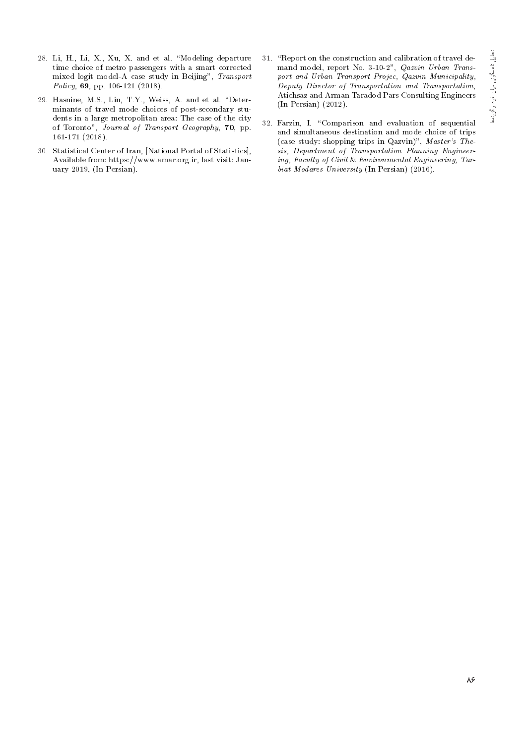28. Li, H., Li, X., Xu, X. and et al. "Modeling departure time choice of metro passengers with a smart corrected mixed logit model-A case study in Beijing", *Transport Policy*, **69**, pp. 106-121 (2018).

29. Hasnine, M.S., Lin, T.Y., Weiss, A. and et al. "Determinants of travel mode choices of post-secondary students in a large metropolitan area: The case of the city of Toronto", *Journal of Transport Geography*, **70**, pp. 161-171 (2018).

30. Statistical Center of Iran, [National Portal of Statistics], Available from: https://www.amar.org.ir, last visit: January 2019, (In Persian).

31. "Report on the construction and calibration of travel demand model, report No. 3-10-2", *Qazvin Urban Transport and Urban Transport Projec, Qazvin Municipality, Deputy Director of Transportation and Transportation*, Atiehsaz and Arman Taradod Pars Consulting Engineers (In Persian) (2012).

32. Farzin, I. "Comparison and evaluation of sequential and simultaneous destination and mode choice of trips (case study: shopping trips in Qazvin)", *Master's Thesis, Department of Transportation Planning Engineering, Faculty of Civil & Environmental Engineering, Tarbiat Modares University* (In Persian) (2016).